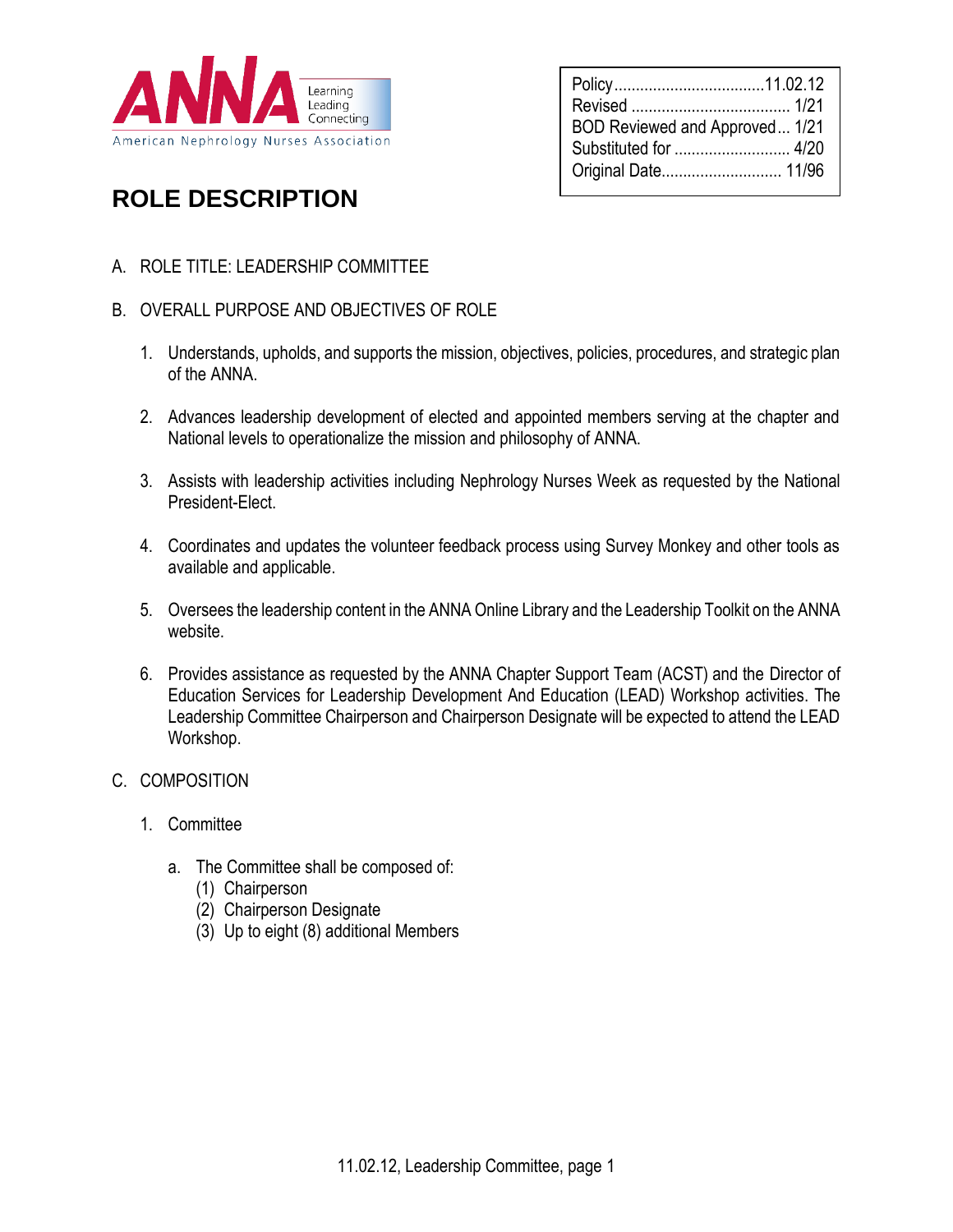American Nephrology Nurses Association

Learning Leading Connecting

| Policy | 11.02.12 |
| --- | --- |
| Revised | 1/21 |
| BOD Reviewed and Approved | 1/21 |
| Substituted for | 4/20 |
| Original Date | 11/96 |

# ROLE DESCRIPTION

A. ROLE TITLE: LEADERSHIP COMMITTEE

B. OVERALL PURPOSE AND OBJECTIVES OF ROLE

1. Understands, upholds, and supports the mission, objectives, policies, procedures, and strategic plan of the ANNA.

2. Advances leadership development of elected and appointed members serving at the chapter and National levels to operationalize the mission and philosophy of ANNA.

3. Assists with leadership activities including Nephrology Nurses Week as requested by the National President-Elect.

4. Coordinates and updates the volunteer feedback process using Survey Monkey and other tools as available and applicable.

5. Oversees the leadership content in the ANNA Online Library and the Leadership Toolkit on the ANNA website.

6. Provides assistance as requested by the ANNA Chapter Support Team (ACST) and the Director of Education Services for Leadership Development And Education (LEAD) Workshop activities. The Leadership Committee Chairperson and Chairperson Designate will be expected to attend the LEAD Workshop.

C. COMPOSITION

1. Committee

   a. The Committee shall be composed of:
      (1) Chairperson
      (2) Chairperson Designate
      (3) Up to eight (8) additional Members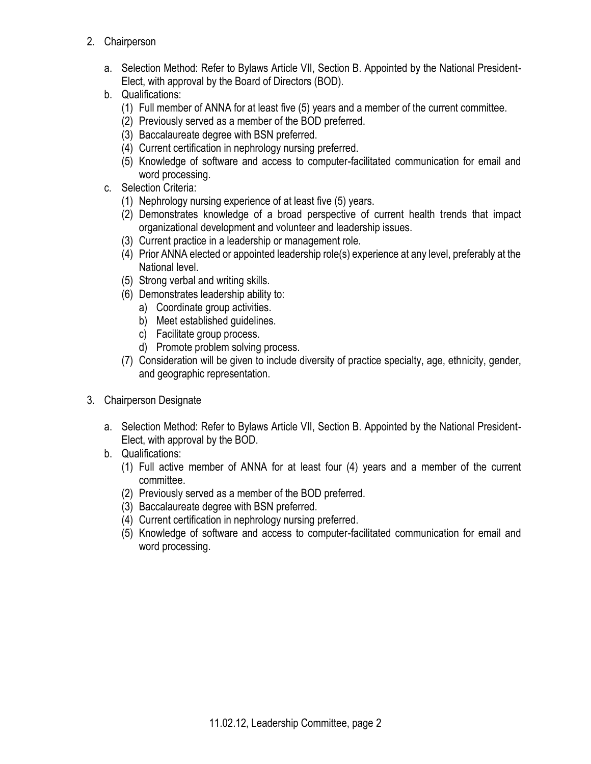2. Chairperson

   a. Selection Method: Refer to Bylaws Article VII, Section B. Appointed by the National President-Elect, with approval by the Board of Directors (BOD).
   b. Qualifications:
      (1) Full member of ANNA for at least five (5) years and a member of the current committee.
      (2) Previously served as a member of the BOD preferred.
      (3) Baccalaureate degree with BSN preferred.
      (4) Current certification in nephrology nursing preferred.
      (5) Knowledge of software and access to computer-facilitated communication for email and word processing.
   c. Selection Criteria:
      (1) Nephrology nursing experience of at least five (5) years.
      (2) Demonstrates knowledge of a broad perspective of current health trends that impact organizational development and volunteer and leadership issues.
      (3) Current practice in a leadership or management role.
      (4) Prior ANNA elected or appointed leadership role(s) experience at any level, preferably at the National level.
      (5) Strong verbal and writing skills.
      (6) Demonstrates leadership ability to:
         a) Coordinate group activities.
         b) Meet established guidelines.
         c) Facilitate group process.
         d) Promote problem solving process.
      (7) Consideration will be given to include diversity of practice specialty, age, ethnicity, gender, and geographic representation.

3. Chairperson Designate

   a. Selection Method: Refer to Bylaws Article VII, Section B. Appointed by the National President-Elect, with approval by the BOD.
   b. Qualifications:
      (1) Full active member of ANNA for at least four (4) years and a member of the current committee.
      (2) Previously served as a member of the BOD preferred.
      (3) Baccalaureate degree with BSN preferred.
      (4) Current certification in nephrology nursing preferred.
      (5) Knowledge of software and access to computer-facilitated communication for email and word processing.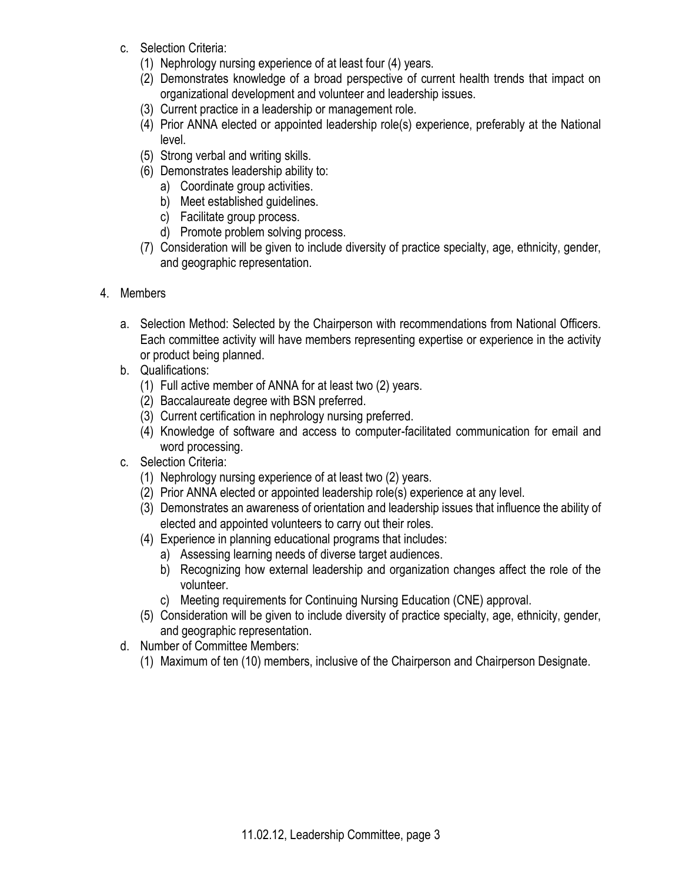c. Selection Criteria:
   (1) Nephrology nursing experience of at least four (4) years.
   (2) Demonstrates knowledge of a broad perspective of current health trends that impact on organizational development and volunteer and leadership issues.
   (3) Current practice in a leadership or management role.
   (4) Prior ANNA elected or appointed leadership role(s) experience, preferably at the National level.
   (5) Strong verbal and writing skills.
   (6) Demonstrates leadership ability to:
      a) Coordinate group activities.
      b) Meet established guidelines.
      c) Facilitate group process.
      d) Promote problem solving process.
   (7) Consideration will be given to include diversity of practice specialty, age, ethnicity, gender, and geographic representation.

4. Members

   a. Selection Method: Selected by the Chairperson with recommendations from National Officers. Each committee activity will have members representing expertise or experience in the activity or product being planned.
   b. Qualifications:
      (1) Full active member of ANNA for at least two (2) years.
      (2) Baccalaureate degree with BSN preferred.
      (3) Current certification in nephrology nursing preferred.
      (4) Knowledge of software and access to computer-facilitated communication for email and word processing.
   c. Selection Criteria:
      (1) Nephrology nursing experience of at least two (2) years.
      (2) Prior ANNA elected or appointed leadership role(s) experience at any level.
      (3) Demonstrates an awareness of orientation and leadership issues that influence the ability of elected and appointed volunteers to carry out their roles.
      (4) Experience in planning educational programs that includes:
         a) Assessing learning needs of diverse target audiences.
         b) Recognizing how external leadership and organization changes affect the role of the volunteer.
         c) Meeting requirements for Continuing Nursing Education (CNE) approval.
      (5) Consideration will be given to include diversity of practice specialty, age, ethnicity, gender, and geographic representation.
   d. Number of Committee Members:
      (1) Maximum of ten (10) members, inclusive of the Chairperson and Chairperson Designate.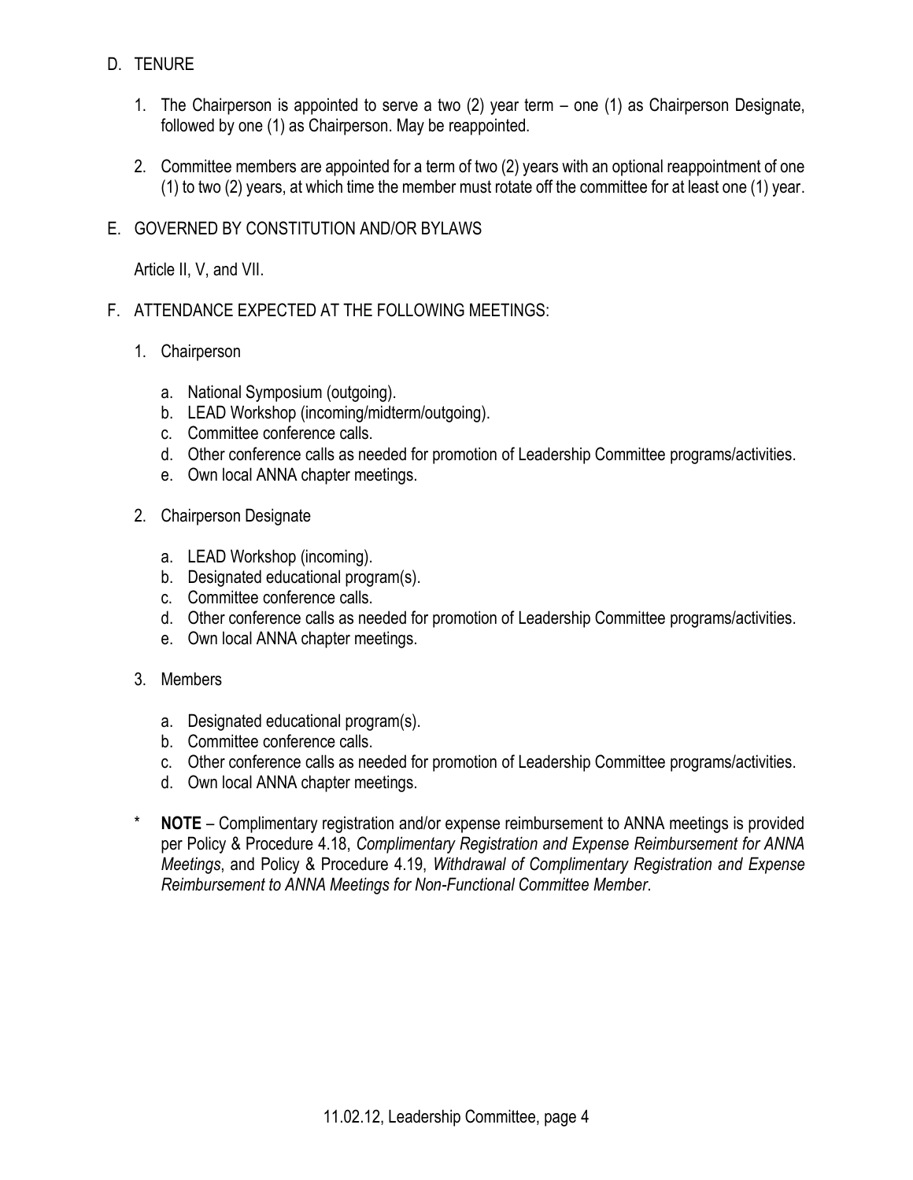D. TENURE

1. The Chairperson is appointed to serve a two (2) year term – one (1) as Chairperson Designate, followed by one (1) as Chairperson. May be reappointed.

2. Committee members are appointed for a term of two (2) years with an optional reappointment of one (1) to two (2) years, at which time the member must rotate off the committee for at least one (1) year.

E. GOVERNED BY CONSTITUTION AND/OR BYLAWS

Article II, V, and VII.

F. ATTENDANCE EXPECTED AT THE FOLLOWING MEETINGS:

1. Chairperson

   a. National Symposium (outgoing).
   b. LEAD Workshop (incoming/midterm/outgoing).
   c. Committee conference calls.
   d. Other conference calls as needed for promotion of Leadership Committee programs/activities.
   e. Own local ANNA chapter meetings.

2. Chairperson Designate

   a. LEAD Workshop (incoming).
   b. Designated educational program(s).
   c. Committee conference calls.
   d. Other conference calls as needed for promotion of Leadership Committee programs/activities.
   e. Own local ANNA chapter meetings.

3. Members

   a. Designated educational program(s).
   b. Committee conference calls.
   c. Other conference calls as needed for promotion of Leadership Committee programs/activities.
   d. Own local ANNA chapter meetings.

\* **NOTE** – Complimentary registration and/or expense reimbursement to ANNA meetings is provided per Policy & Procedure 4.18, *Complimentary Registration and Expense Reimbursement for ANNA Meetings*, and Policy & Procedure 4.19, *Withdrawal of Complimentary Registration and Expense Reimbursement to ANNA Meetings for Non-Functional Committee Member*.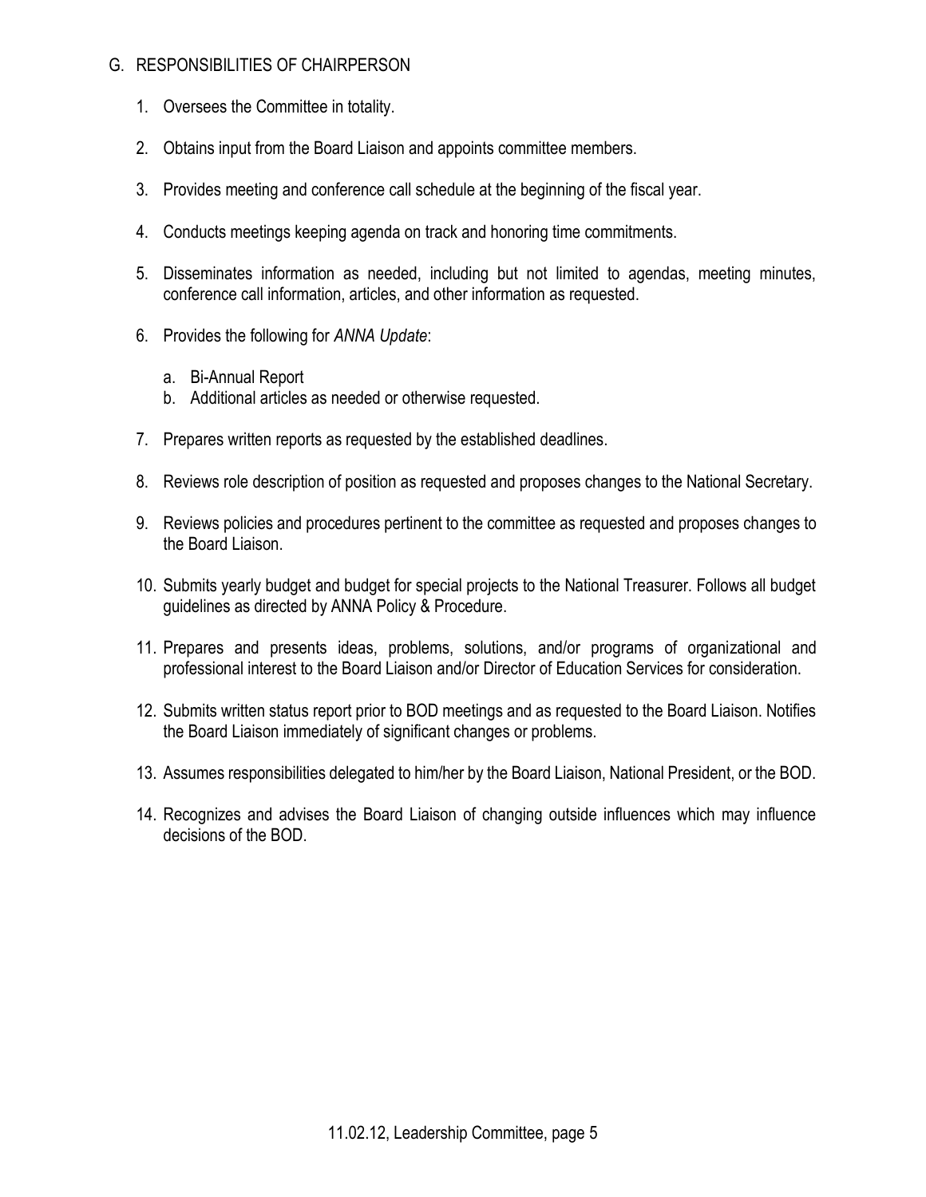## G. RESPONSIBILITIES OF CHAIRPERSON

1. Oversees the Committee in totality.

2. Obtains input from the Board Liaison and appoints committee members.

3. Provides meeting and conference call schedule at the beginning of the fiscal year.

4. Conducts meetings keeping agenda on track and honoring time commitments.

5. Disseminates information as needed, including but not limited to agendas, meeting minutes, conference call information, articles, and other information as requested.

6. Provides the following for *ANNA Update*:

   a. Bi-Annual Report
   b. Additional articles as needed or otherwise requested.

7. Prepares written reports as requested by the established deadlines.

8. Reviews role description of position as requested and proposes changes to the National Secretary.

9. Reviews policies and procedures pertinent to the committee as requested and proposes changes to the Board Liaison.

10. Submits yearly budget and budget for special projects to the National Treasurer. Follows all budget guidelines as directed by ANNA Policy & Procedure.

11. Prepares and presents ideas, problems, solutions, and/or programs of organizational and professional interest to the Board Liaison and/or Director of Education Services for consideration.

12. Submits written status report prior to BOD meetings and as requested to the Board Liaison. Notifies the Board Liaison immediately of significant changes or problems.

13. Assumes responsibilities delegated to him/her by the Board Liaison, National President, or the BOD.

14. Recognizes and advises the Board Liaison of changing outside influences which may influence decisions of the BOD.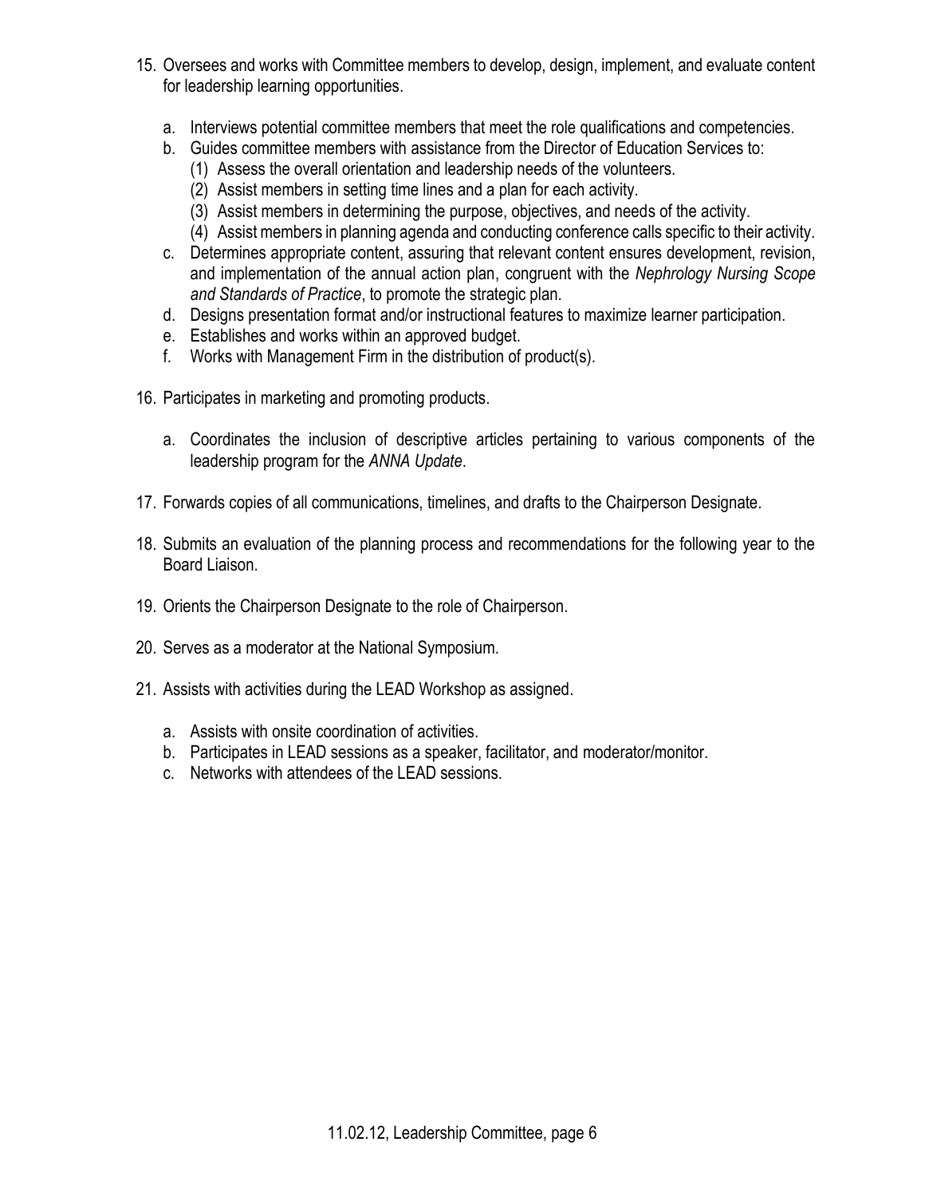15. Oversees and works with Committee members to develop, design, implement, and evaluate content for leadership learning opportunities.

    a. Interviews potential committee members that meet the role qualifications and competencies.
    b. Guides committee members with assistance from the Director of Education Services to:
        (1) Assess the overall orientation and leadership needs of the volunteers.
        (2) Assist members in setting time lines and a plan for each activity.
        (3) Assist members in determining the purpose, objectives, and needs of the activity.
        (4) Assist members in planning agenda and conducting conference calls specific to their activity.
    c. Determines appropriate content, assuring that relevant content ensures development, revision, and implementation of the annual action plan, congruent with the *Nephrology Nursing Scope and Standards of Practice*, to promote the strategic plan.
    d. Designs presentation format and/or instructional features to maximize learner participation.
    e. Establishes and works within an approved budget.
    f. Works with Management Firm in the distribution of product(s).

16. Participates in marketing and promoting products.

    a. Coordinates the inclusion of descriptive articles pertaining to various components of the leadership program for the *ANNA Update*.

17. Forwards copies of all communications, timelines, and drafts to the Chairperson Designate.

18. Submits an evaluation of the planning process and recommendations for the following year to the Board Liaison.

19. Orients the Chairperson Designate to the role of Chairperson.

20. Serves as a moderator at the National Symposium.

21. Assists with activities during the LEAD Workshop as assigned.

    a. Assists with onsite coordination of activities.
    b. Participates in LEAD sessions as a speaker, facilitator, and moderator/monitor.
    c. Networks with attendees of the LEAD sessions.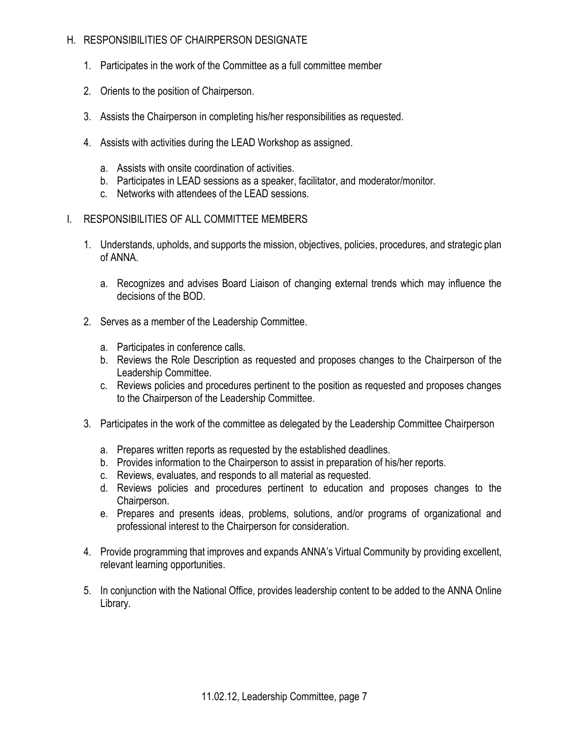## H. RESPONSIBILITIES OF CHAIRPERSON DESIGNATE

1. Participates in the work of the Committee as a full committee member
2. Orients to the position of Chairperson.
3. Assists the Chairperson in completing his/her responsibilities as requested.
4. Assists with activities during the LEAD Workshop as assigned.
   a. Assists with onsite coordination of activities.
   b. Participates in LEAD sessions as a speaker, facilitator, and moderator/monitor.
   c. Networks with attendees of the LEAD sessions.

## I. RESPONSIBILITIES OF ALL COMMITTEE MEMBERS

1. Understands, upholds, and supports the mission, objectives, policies, procedures, and strategic plan of ANNA.
   a. Recognizes and advises Board Liaison of changing external trends which may influence the decisions of the BOD.
2. Serves as a member of the Leadership Committee.
   a. Participates in conference calls.
   b. Reviews the Role Description as requested and proposes changes to the Chairperson of the Leadership Committee.
   c. Reviews policies and procedures pertinent to the position as requested and proposes changes to the Chairperson of the Leadership Committee.
3. Participates in the work of the committee as delegated by the Leadership Committee Chairperson
   a. Prepares written reports as requested by the established deadlines.
   b. Provides information to the Chairperson to assist in preparation of his/her reports.
   c. Reviews, evaluates, and responds to all material as requested.
   d. Reviews policies and procedures pertinent to education and proposes changes to the Chairperson.
   e. Prepares and presents ideas, problems, solutions, and/or programs of organizational and professional interest to the Chairperson for consideration.
4. Provide programming that improves and expands ANNA's Virtual Community by providing excellent, relevant learning opportunities.
5. In conjunction with the National Office, provides leadership content to be added to the ANNA Online Library.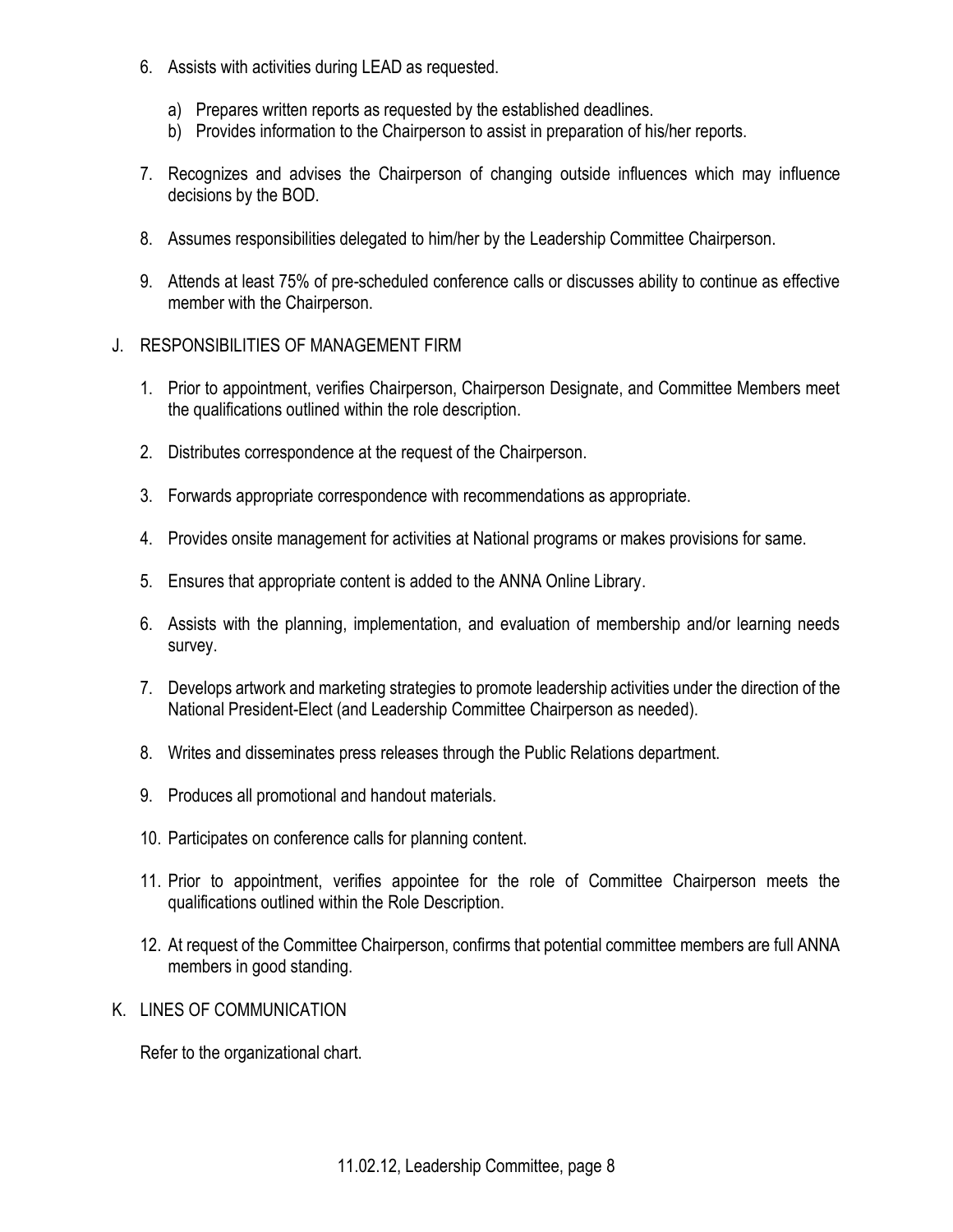6. Assists with activities during LEAD as requested.

   a) Prepares written reports as requested by the established deadlines.
   b) Provides information to the Chairperson to assist in preparation of his/her reports.

7. Recognizes and advises the Chairperson of changing outside influences which may influence decisions by the BOD.

8. Assumes responsibilities delegated to him/her by the Leadership Committee Chairperson.

9. Attends at least 75% of pre-scheduled conference calls or discusses ability to continue as effective member with the Chairperson.

J. RESPONSIBILITIES OF MANAGEMENT FIRM

1. Prior to appointment, verifies Chairperson, Chairperson Designate, and Committee Members meet the qualifications outlined within the role description.

2. Distributes correspondence at the request of the Chairperson.

3. Forwards appropriate correspondence with recommendations as appropriate.

4. Provides onsite management for activities at National programs or makes provisions for same.

5. Ensures that appropriate content is added to the ANNA Online Library.

6. Assists with the planning, implementation, and evaluation of membership and/or learning needs survey.

7. Develops artwork and marketing strategies to promote leadership activities under the direction of the National President-Elect (and Leadership Committee Chairperson as needed).

8. Writes and disseminates press releases through the Public Relations department.

9. Produces all promotional and handout materials.

10. Participates on conference calls for planning content.

11. Prior to appointment, verifies appointee for the role of Committee Chairperson meets the qualifications outlined within the Role Description.

12. At request of the Committee Chairperson, confirms that potential committee members are full ANNA members in good standing.

K. LINES OF COMMUNICATION

Refer to the organizational chart.